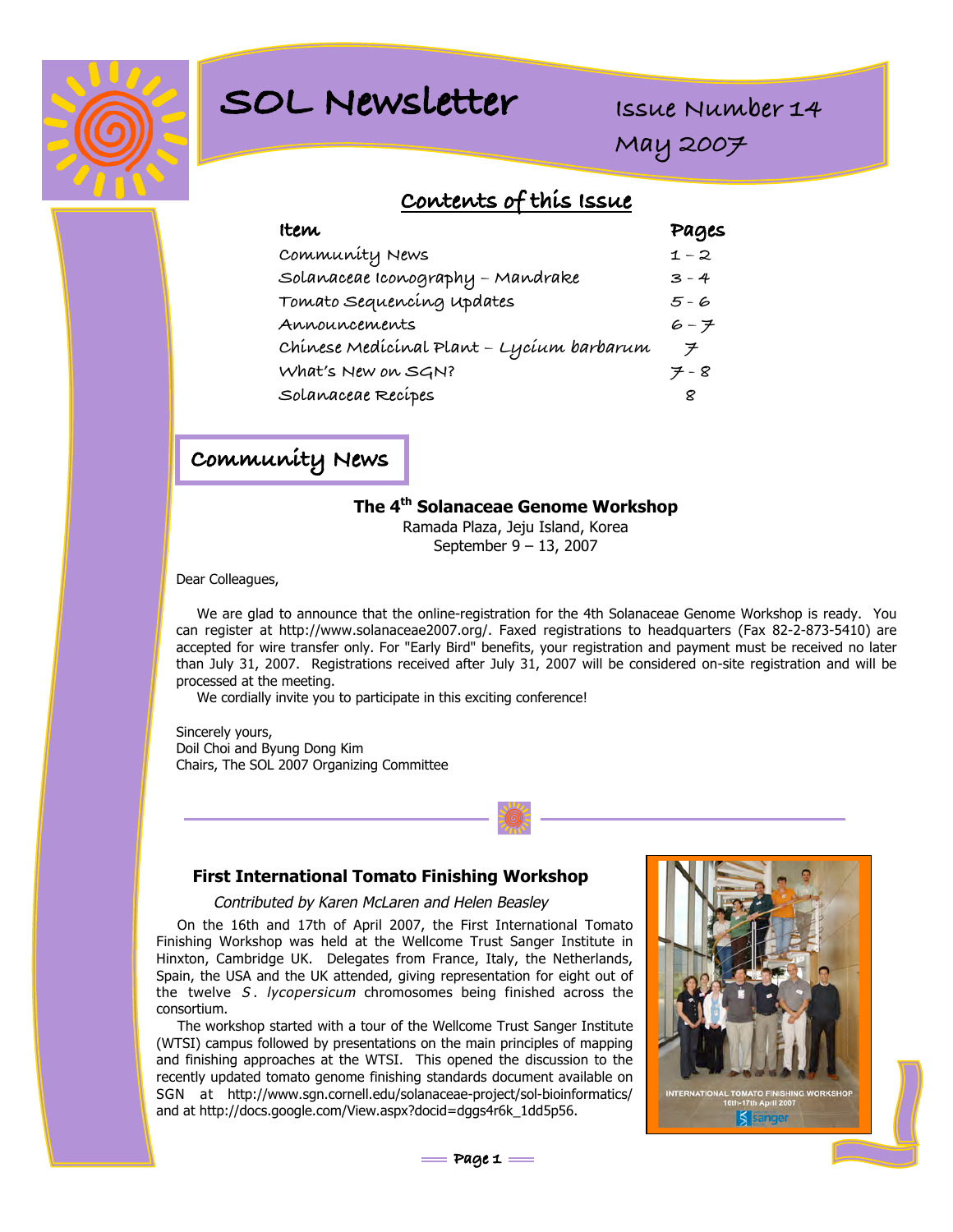# SOL Newsletter

Issue Number 14

May 2007

## Contents of this Issue

| Item | Pages |
|---|---|
| Community News | 1 – 2 |
| Solanaceae Iconography – Mandrake | 3 - 4 |
| Tomato Sequencing Updates | 5 - 6 |
| Announcements | 6 – 7 |
| Chinese Medicinal Plant – *Lycium barbarum* | 7 |
| What's New on SGN? | 7 - 8 |
| Solanaceae Recipes | 8 |

## Community News

### The 4th Solanaceae Genome Workshop

Ramada Plaza, Jeju Island, Korea
September 9 – 13, 2007

Dear Colleagues,

We are glad to announce that the online-registration for the 4th Solanaceae Genome Workshop is ready. You can register at http://www.solanaceae2007.org/. Faxed registrations to headquarters (Fax 82-2-873-5410) are accepted for wire transfer only. For "Early Bird" benefits, your registration and payment must be received no later than July 31, 2007. Registrations received after July 31, 2007 will be considered on-site registration and will be processed at the meeting.

We cordially invite you to participate in this exciting conference!

Sincerely yours,
Doil Choi and Byung Dong Kim
Chairs, The SOL 2007 Organizing Committee

### First International Tomato Finishing Workshop

*Contributed by Karen McLaren and Helen Beasley*

On the 16th and 17th of April 2007, the First International Tomato Finishing Workshop was held at the Wellcome Trust Sanger Institute in Hinxton, Cambridge UK. Delegates from France, Italy, the Netherlands, Spain, the USA and the UK attended, giving representation for eight out of the twelve *S. lycopersicum* chromosomes being finished across the consortium.

The workshop started with a tour of the Wellcome Trust Sanger Institute (WTSI) campus followed by presentations on the main principles of mapping and finishing approaches at the WTSI. This opened the discussion to the recently updated tomato genome finishing standards document available on SGN at http://www.sgn.cornell.edu/solanaceae-project/sol-bioinformatics/ and at http://docs.google.com/View.aspx?docid=dggs4r6k_1dd5p56.

INTERNATIONAL TOMATO FINISHING WORKSHOP
16th-17th April 2007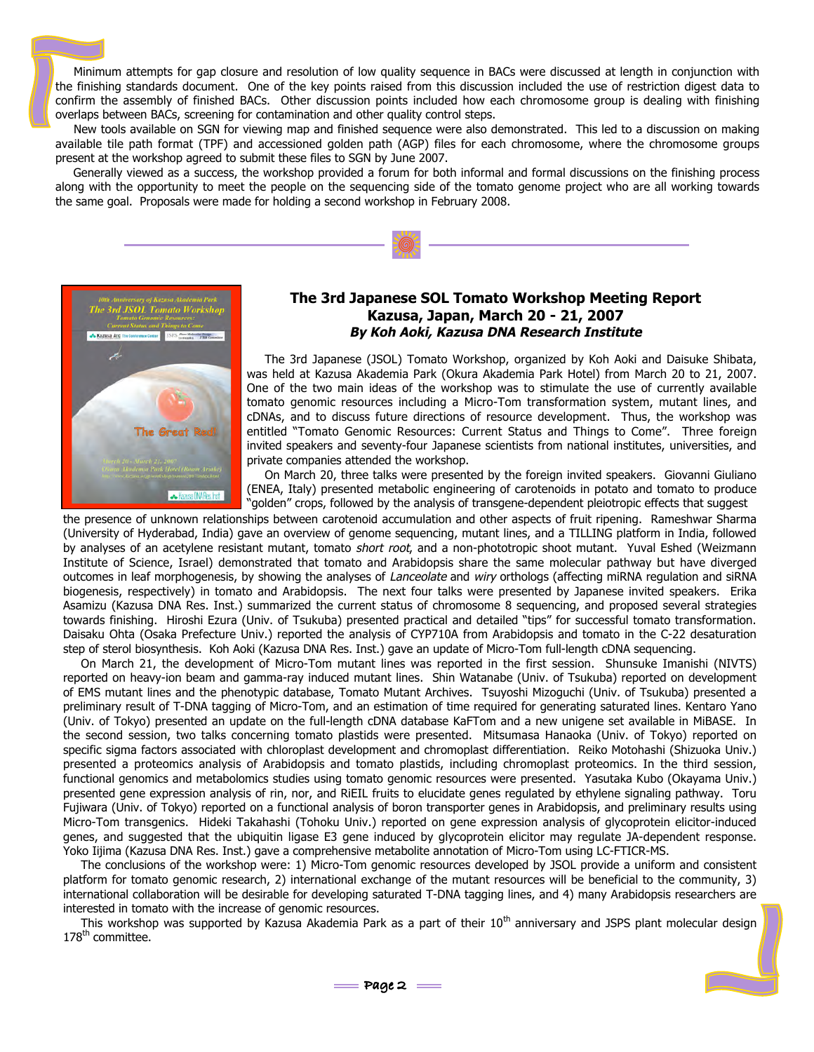Minimum attempts for gap closure and resolution of low quality sequence in BACs were discussed at length in conjunction with the finishing standards document. One of the key points raised from this discussion included the use of restriction digest data to confirm the assembly of finished BACs. Other discussion points included how each chromosome group is dealing with finishing overlaps between BACs, screening for contamination and other quality control steps.

New tools available on SGN for viewing map and finished sequence were also demonstrated. This led to a discussion on making available tile path format (TPF) and accessioned golden path (AGP) files for each chromosome, where the chromosome groups present at the workshop agreed to submit these files to SGN by June 2007.

Generally viewed as a success, the workshop provided a forum for both informal and formal discussions on the finishing process along with the opportunity to meet the people on the sequencing side of the tomato genome project who are all working towards the same goal. Proposals were made for holding a second workshop in February 2008.

## The 3rd Japanese SOL Tomato Workshop Meeting Report
## Kazusa, Japan, March 20 - 21, 2007
### *By Koh Aoki, Kazusa DNA Research Institute*

The 3rd Japanese (JSOL) Tomato Workshop, organized by Koh Aoki and Daisuke Shibata, was held at Kazusa Akademia Park (Okura Akademia Park Hotel) from March 20 to 21, 2007. One of the two main ideas of the workshop was to stimulate the use of currently available tomato genomic resources including a Micro-Tom transformation system, mutant lines, and cDNAs, and to discuss future directions of resource development. Thus, the workshop was entitled "Tomato Genomic Resources: Current Status and Things to Come". Three foreign invited speakers and seventy-four Japanese scientists from national institutes, universities, and private companies attended the workshop.

On March 20, three talks were presented by the foreign invited speakers. Giovanni Giuliano (ENEA, Italy) presented metabolic engineering of carotenoids in potato and tomato to produce "golden" crops, followed by the analysis of transgene-dependent pleiotropic effects that suggest the presence of unknown relationships between carotenoid accumulation and other aspects of fruit ripening. Rameshwar Sharma (University of Hyderabad, India) gave an overview of genome sequencing, mutant lines, and a TILLING platform in India, followed by analyses of an acetylene resistant mutant, tomato *short root*, and a non-phototropic shoot mutant. Yuval Eshed (Weizmann Institute of Science, Israel) demonstrated that tomato and Arabidopsis share the same molecular pathway but have diverged outcomes in leaf morphogenesis, by showing the analyses of *Lanceolate* and *wiry* orthologs (affecting miRNA regulation and siRNA biogenesis, respectively) in tomato and Arabidopsis. The next four talks were presented by Japanese invited speakers. Erika Asamizu (Kazusa DNA Res. Inst.) summarized the current status of chromosome 8 sequencing, and proposed several strategies towards finishing. Hiroshi Ezura (Univ. of Tsukuba) presented practical and detailed "tips" for successful tomato transformation. Daisaku Ohta (Osaka Prefecture Univ.) reported the analysis of CYP710A from Arabidopsis and tomato in the C-22 desaturation step of sterol biosynthesis. Koh Aoki (Kazusa DNA Res. Inst.) gave an update of Micro-Tom full-length cDNA sequencing.

On March 21, the development of Micro-Tom mutant lines was reported in the first session. Shunsuke Imanishi (NIVTS) reported on heavy-ion beam and gamma-ray induced mutant lines. Shin Watanabe (Univ. of Tsukuba) reported on development of EMS mutant lines and the phenotypic database, Tomato Mutant Archives. Tsuyoshi Mizoguchi (Univ. of Tsukuba) presented a preliminary result of T-DNA tagging of Micro-Tom, and an estimation of time required for generating saturated lines. Kentaro Yano (Univ. of Tokyo) presented an update on the full-length cDNA database KaFTom and a new unigene set available in MiBASE. In the second session, two talks concerning tomato plastids were presented. Mitsumasa Hanaoka (Univ. of Tokyo) reported on specific sigma factors associated with chloroplast development and chromoplast differentiation. Reiko Motohashi (Shizuoka Univ.) presented a proteomics analysis of Arabidopsis and tomato plastids, including chromoplast proteomics. In the third session, functional genomics and metabolomics studies using tomato genomic resources were presented. Yasutaka Kubo (Okayama Univ.) presented gene expression analysis of rin, nor, and RiEIL fruits to elucidate genes regulated by ethylene signaling pathway. Toru Fujiwara (Univ. of Tokyo) reported on a functional analysis of boron transporter genes in Arabidopsis, and preliminary results using Micro-Tom transgenics. Hideki Takahashi (Tohoku Univ.) reported on gene expression analysis of glycoprotein elicitor-induced genes, and suggested that the ubiquitin ligase E3 gene induced by glycoprotein elicitor may regulate JA-dependent response. Yoko Iijima (Kazusa DNA Res. Inst.) gave a comprehensive metabolite annotation of Micro-Tom using LC-FTICR-MS.

The conclusions of the workshop were: 1) Micro-Tom genomic resources developed by JSOL provide a uniform and consistent platform for tomato genomic research, 2) international exchange of the mutant resources will be beneficial to the community, 3) international collaboration will be desirable for developing saturated T-DNA tagging lines, and 4) many Arabidopsis researchers are interested in tomato with the increase of genomic resources.

This workshop was supported by Kazusa Akademia Park as a part of their 10th anniversary and JSPS plant molecular design 178th committee.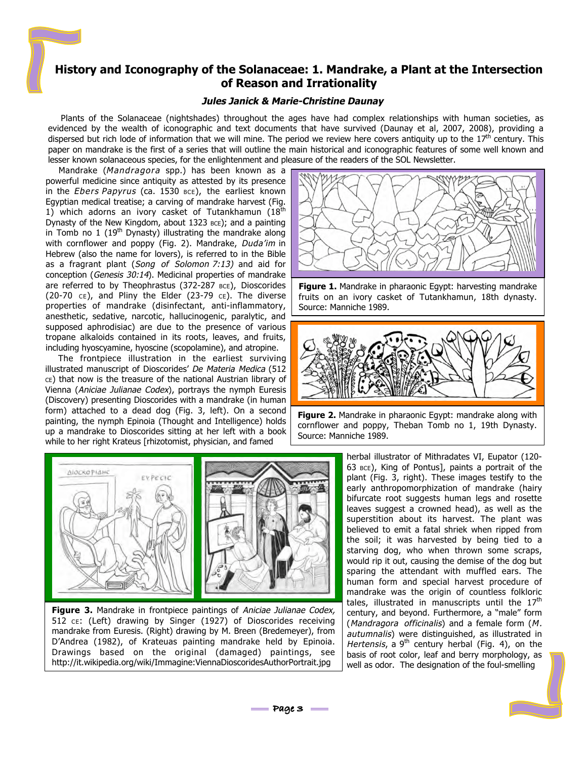# History and Iconography of the Solanaceae: 1. Mandrake, a Plant at the Intersection of Reason and Irrationality

***Jules Janick & Marie-Christine Daunay***

Plants of the Solanaceae (nightshades) throughout the ages have had complex relationships with human societies, as evidenced by the wealth of iconographic and text documents that have survived (Daunay et al, 2007, 2008), providing a dispersed but rich lode of information that we will mine. The period we review here covers antiquity up to the 17th century. This paper on mandrake is the first of a series that will outline the main historical and iconographic features of some well known and lesser known solanaceous species, for the enlightenment and pleasure of the readers of the SOL Newsletter.

Mandrake (*Mandragora* spp.) has been known as a powerful medicine since antiquity as attested by its presence in the *Ebers Papyrus* (ca. 1530 BCE), the earliest known Egyptian medical treatise; a carving of mandrake harvest (Fig. 1) which adorns an ivory casket of Tutankhamun (18th Dynasty of the New Kingdom, about 1323 BCE); and a painting in Tomb no 1 (19th Dynasty) illustrating the mandrake along with cornflower and poppy (Fig. 2). Mandrake, *Duda'im* in Hebrew (also the name for lovers), is referred to in the Bible as a fragrant plant (*Song of Solomon 7:13*) and aid for conception (*Genesis 30:14*). Medicinal properties of mandrake are referred to by Theophrastus (372-287 BCE), Dioscorides (20-70 CE), and Pliny the Elder (23-79 CE). The diverse properties of mandrake (disinfectant, anti-inflammatory, anesthetic, sedative, narcotic, hallucinogenic, paralytic, and supposed aphrodisiac) are due to the presence of various tropane alkaloids contained in its roots, leaves, and fruits, including hyoscyamine, hyoscine (scopolamine), and atropine.

**Figure 1.** Mandrake in pharaonic Egypt: harvesting mandrake fruits on an ivory casket of Tutankhamun, 18th dynasty. Source: Manniche 1989.

**Figure 2.** Mandrake in pharaonic Egypt: mandrake along with cornflower and poppy, Theban Tomb no 1, 19th Dynasty. Source: Manniche 1989.

The frontpiece illustration in the earliest surviving illustrated manuscript of Dioscorides' *De Materia Medica* (512 CE) that now is the treasure of the national Austrian library of Vienna (*Aniciae Julianae Codex*), portrays the nymph Euresis (Discovery) presenting Dioscorides with a mandrake (in human form) attached to a dead dog (Fig. 3, left). On a second painting, the nymph Epinoia (Thought and Intelligence) holds up a mandrake to Dioscorides sitting at her left with a book while to her right Krateus [rhizotomist, physician, and famed herbal illustrator of Mithradates VI, Eupator (120-63 BCE), King of Pontus], paints a portrait of the plant (Fig. 3, right). These images testify to the early anthropomorphization of mandrake (hairy bifurcate root suggests human legs and rosette leaves suggest a crowned head), as well as the superstition about its harvest. The plant was believed to emit a fatal shriek when ripped from the soil; it was harvested by being tied to a starving dog, who when thrown some scraps, would rip it out, causing the demise of the dog but sparing the attendant with muffled ears. The human form and special harvest procedure of mandrake was the origin of countless folkloric tales, illustrated in manuscripts until the 17th century, and beyond. Furthermore, a "male" form (*Mandragora officinalis*) and a female form (*M. autumnalis*) were distinguished, as illustrated in *Hertensis*, a 9th century herbal (Fig. 4), on the basis of root color, leaf and berry morphology, as well as odor. The designation of the foul-smelling

**Figure 3.** Mandrake in frontpiece paintings of *Aniciae Julianae Codex,* 512 CE: (Left) drawing by Singer (1927) of Dioscorides receiving mandrake from Euresis. (Right) drawing by M. Breen (Bredemeyer), from D'Andrea (1982), of Krateuas painting mandrake held by Epinoia. Drawings based on the original (damaged) paintings, see http://it.wikipedia.org/wiki/Immagine:ViennaDioscoridesAuthorPortrait.jpg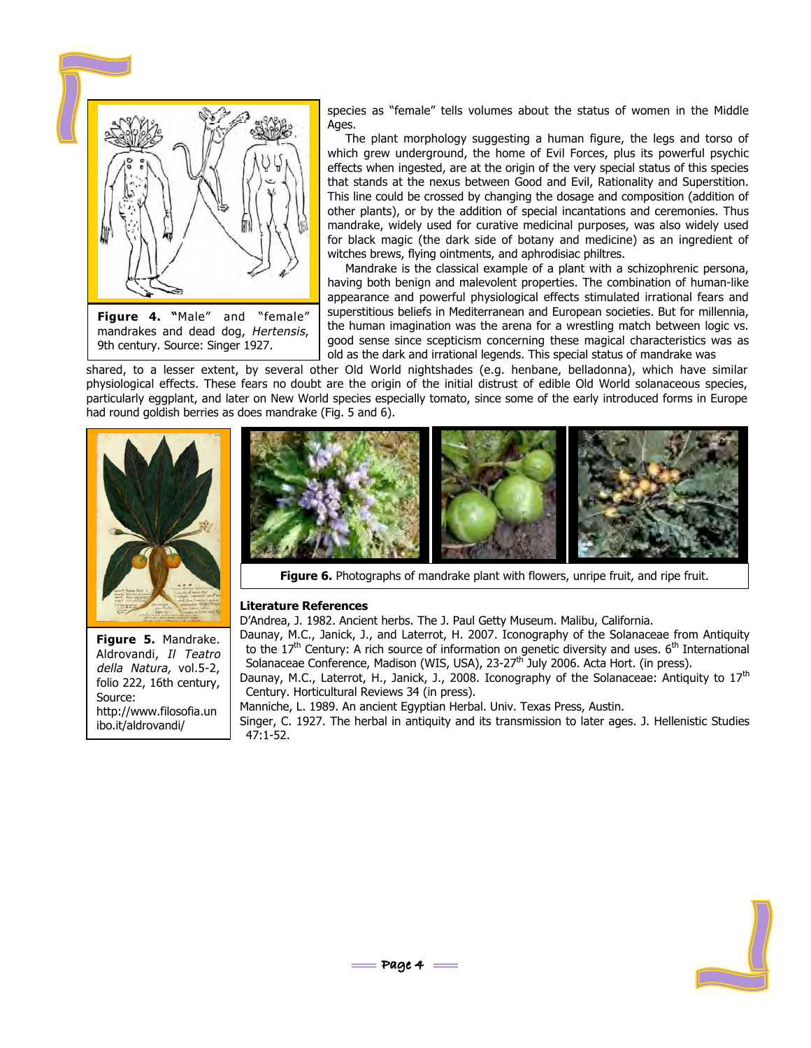species as "female" tells volumes about the status of women in the Middle Ages.

The plant morphology suggesting a human figure, the legs and torso of which grew underground, the home of Evil Forces, plus its powerful psychic effects when ingested, are at the origin of the very special status of this species that stands at the nexus between Good and Evil, Rationality and Superstition. This line could be crossed by changing the dosage and composition (addition of other plants), or by the addition of special incantations and ceremonies. Thus mandrake, widely used for curative medicinal purposes, was also widely used for black magic (the dark side of botany and medicine) as an ingredient of witches brews, flying ointments, and aphrodisiac philtres.

Mandrake is the classical example of a plant with a schizophrenic persona, having both benign and malevolent properties. The combination of human-like appearance and powerful physiological effects stimulated irrational fears and superstitious beliefs in Mediterranean and European societies. But for millennia, the human imagination was the arena for a wrestling match between logic vs. good sense since scepticism concerning these magical characteristics was as old as the dark and irrational legends. This special status of mandrake was shared, to a lesser extent, by several other Old World nightshades (e.g. henbane, belladonna), which have similar physiological effects. These fears no doubt are the origin of the initial distrust of edible Old World solanaceous species, particularly eggplant, and later on New World species especially tomato, since some of the early introduced forms in Europe had round goldish berries as does mandrake (Fig. 5 and 6).

**Figure 4. "**Male" and "female" mandrakes and dead dog, *Hertensis*, 9th century. Source: Singer 1927.

**Figure 5.** Mandrake. Aldrovandi, *Il Teatro della Natura,* vol.5-2, folio 222, 16th century, Source: http://www.filosofia.unibo.it/aldrovandi/

**Figure 6.** Photographs of mandrake plant with flowers, unripe fruit, and ripe fruit.

**Literature References**

D'Andrea, J. 1982. Ancient herbs. The J. Paul Getty Museum. Malibu, California.

Daunay, M.C., Janick, J., and Laterrot, H. 2007. Iconography of the Solanaceae from Antiquity to the 17th Century: A rich source of information on genetic diversity and uses. 6th International Solanaceae Conference, Madison (WIS, USA), 23-27th July 2006. Acta Hort. (in press).

Daunay, M.C., Laterrot, H., Janick, J., 2008. Iconography of the Solanaceae: Antiquity to 17th Century. Horticultural Reviews 34 (in press).

Manniche, L. 1989. An ancient Egyptian Herbal. Univ. Texas Press, Austin.

Singer, C. 1927. The herbal in antiquity and its transmission to later ages. J. Hellenistic Studies 47:1-52.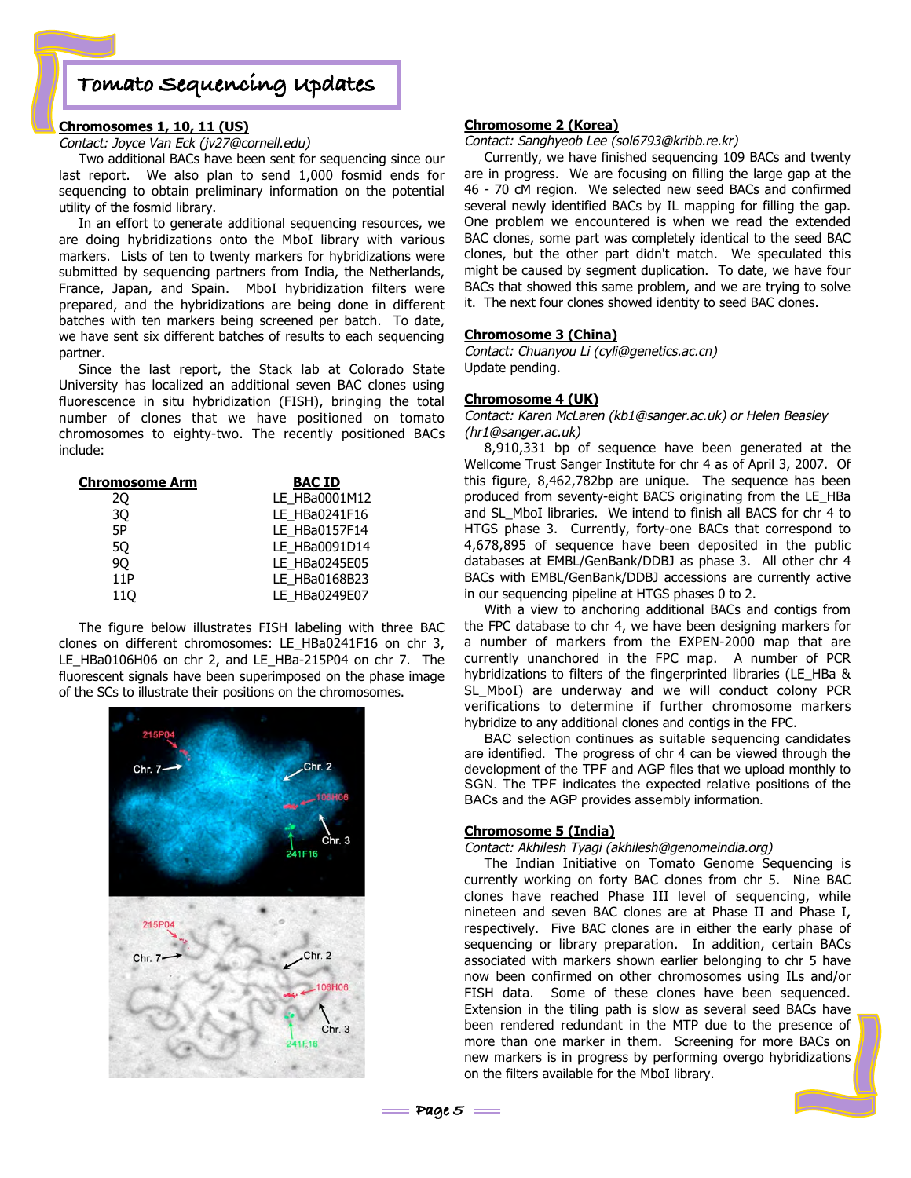# Tomato Sequencing Updates

## Chromosomes 1, 10, 11 (US)

*Contact: Joyce Van Eck (jv27@cornell.edu)*

Two additional BACs have been sent for sequencing since our last report. We also plan to send 1,000 fosmid ends for sequencing to obtain preliminary information on the potential utility of the fosmid library.

In an effort to generate additional sequencing resources, we are doing hybridizations onto the MboI library with various markers. Lists of ten to twenty markers for hybridizations were submitted by sequencing partners from India, the Netherlands, France, Japan, and Spain. MboI hybridization filters were prepared, and the hybridizations are being done in different batches with ten markers being screened per batch. To date, we have sent six different batches of results to each sequencing partner.

Since the last report, the Stack lab at Colorado State University has localized an additional seven BAC clones using fluorescence in situ hybridization (FISH), bringing the total number of clones that we have positioned on tomato chromosomes to eighty-two. The recently positioned BACs include:

| Chromosome Arm | BAC ID |
|---|---|
| 2Q | LE_HBa0001M12 |
| 3Q | LE_HBa0241F16 |
| 5P | LE_HBa0157F14 |
| 5Q | LE_HBa0091D14 |
| 9Q | LE_HBa0245E05 |
| 11P | LE_HBa0168B23 |
| 11Q | LE_HBa0249E07 |

The figure below illustrates FISH labeling with three BAC clones on different chromosomes: LE_HBa0241F16 on chr 3, LE_HBa0106H06 on chr 2, and LE_HBa-215P04 on chr 7. The fluorescent signals have been superimposed on the phase image of the SCs to illustrate their positions on the chromosomes.

## Chromosome 2 (Korea)

*Contact: Sanghyeob Lee (sol6793@kribb.re.kr)*

Currently, we have finished sequencing 109 BACs and twenty are in progress. We are focusing on filling the large gap at the 46 - 70 cM region. We selected new seed BACs and confirmed several newly identified BACs by IL mapping for filling the gap. One problem we encountered is when we read the extended BAC clones, some part was completely identical to the seed BAC clones, but the other part didn't match. We speculated this might be caused by segment duplication. To date, we have four BACs that showed this same problem, and we are trying to solve it. The next four clones showed identity to seed BAC clones.

## Chromosome 3 (China)

*Contact: Chuanyou Li (cyli@genetics.ac.cn)*

Update pending.

## Chromosome 4 (UK)

*Contact: Karen McLaren (kb1@sanger.ac.uk) or Helen Beasley (hr1@sanger.ac.uk)*

8,910,331 bp of sequence have been generated at the Wellcome Trust Sanger Institute for chr 4 as of April 3, 2007. Of this figure, 8,462,782bp are unique. The sequence has been produced from seventy-eight BACS originating from the LE_HBa and SL_MboI libraries. We intend to finish all BACS for chr 4 to HTGS phase 3. Currently, forty-one BACs that correspond to 4,678,895 of sequence have been deposited in the public databases at EMBL/GenBank/DDBJ as phase 3. All other chr 4 BACs with EMBL/GenBank/DDBJ accessions are currently active in our sequencing pipeline at HTGS phases 0 to 2.

With a view to anchoring additional BACs and contigs from the FPC database to chr 4, we have been designing markers for a number of markers from the EXPEN-2000 map that are currently unanchored in the FPC map. A number of PCR hybridizations to filters of the fingerprinted libraries (LE_HBa & SL_MboI) are underway and we will conduct colony PCR verifications to determine if further chromosome markers hybridize to any additional clones and contigs in the FPC.

BAC selection continues as suitable sequencing candidates are identified. The progress of chr 4 can be viewed through the development of the TPF and AGP files that we upload monthly to SGN. The TPF indicates the expected relative positions of the BACs and the AGP provides assembly information.

## Chromosome 5 (India)

*Contact: Akhilesh Tyagi (akhilesh@genomeindia.org)*

The Indian Initiative on Tomato Genome Sequencing is currently working on forty BAC clones from chr 5. Nine BAC clones have reached Phase III level of sequencing, while nineteen and seven BAC clones are at Phase II and Phase I, respectively. Five BAC clones are in either the early phase of sequencing or library preparation. In addition, certain BACs associated with markers shown earlier belonging to chr 5 have now been confirmed on other chromosomes using ILs and/or FISH data. Some of these clones have been sequenced. Extension in the tiling path is slow as several seed BACs have been rendered redundant in the MTP due to the presence of more than one marker in them. Screening for more BACs on new markers is in progress by performing overgo hybridizations on the filters available for the MboI library.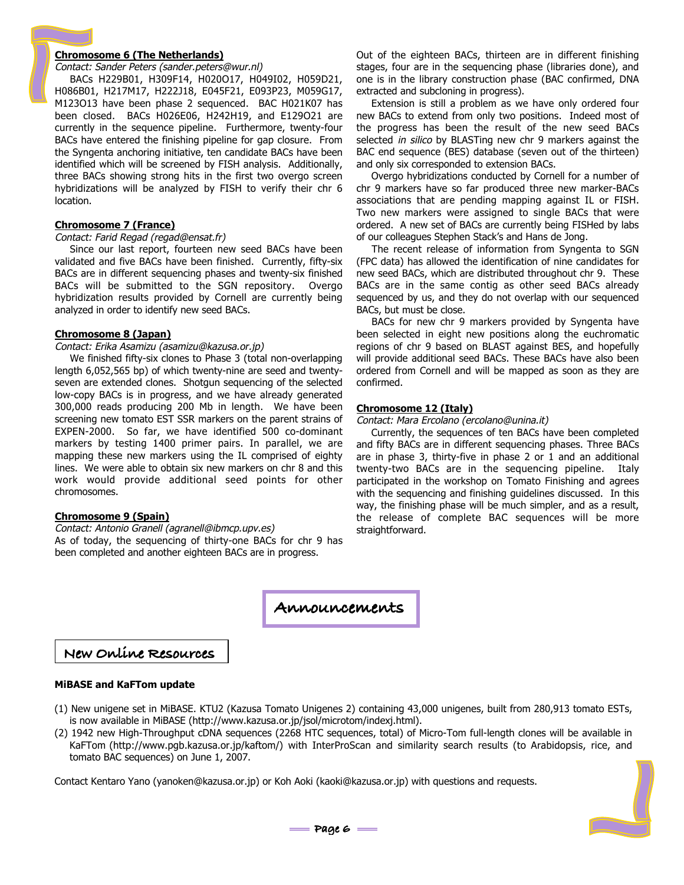### Chromosome 6 (The Netherlands)

*Contact: Sander Peters (sander.peters@wur.nl)*

BACs H229B01, H309F14, H020O17, H049I02, H059D21, H086B01, H217M17, H222J18, E045F21, E093P23, M059G17, M123O13 have been phase 2 sequenced. BAC H021K07 has been closed. BACs H026E06, H242H19, and E129O21 are currently in the sequence pipeline. Furthermore, twenty-four BACs have entered the finishing pipeline for gap closure. From the Syngenta anchoring initiative, ten candidate BACs have been identified which will be screened by FISH analysis. Additionally, three BACs showing strong hits in the first two overgo screen hybridizations will be analyzed by FISH to verify their chr 6 location.

### Chromosome 7 (France)

*Contact: Farid Regad (regad@ensat.fr)*

Since our last report, fourteen new seed BACs have been validated and five BACs have been finished. Currently, fifty-six BACs are in different sequencing phases and twenty-six finished BACs will be submitted to the SGN repository. Overgo hybridization results provided by Cornell are currently being analyzed in order to identify new seed BACs.

### Chromosome 8 (Japan)

*Contact: Erika Asamizu (asamizu@kazusa.or.jp)*

We finished fifty-six clones to Phase 3 (total non-overlapping length 6,052,565 bp) of which twenty-nine are seed and twenty-seven are extended clones. Shotgun sequencing of the selected low-copy BACs is in progress, and we have already generated 300,000 reads producing 200 Mb in length. We have been screening new tomato EST SSR markers on the parent strains of EXPEN-2000. So far, we have identified 500 co-dominant markers by testing 1400 primer pairs. In parallel, we are mapping these new markers using the IL comprised of eighty lines. We were able to obtain six new markers on chr 8 and this work would provide additional seed points for other chromosomes.

### Chromosome 9 (Spain)

*Contact: Antonio Granell (agranell@ibmcp.upv.es)*

As of today, the sequencing of thirty-one BACs for chr 9 has been completed and another eighteen BACs are in progress.

Out of the eighteen BACs, thirteen are in different finishing stages, four are in the sequencing phase (libraries done), and one is in the library construction phase (BAC confirmed, DNA extracted and subcloning in progress).

Extension is still a problem as we have only ordered four new BACs to extend from only two positions. Indeed most of the progress has been the result of the new seed BACs selected *in silico* by BLASTing new chr 9 markers against the BAC end sequence (BES) database (seven out of the thirteen) and only six corresponded to extension BACs.

Overgo hybridizations conducted by Cornell for a number of chr 9 markers have so far produced three new marker-BACs associations that are pending mapping against IL or FISH. Two new markers were assigned to single BACs that were ordered. A new set of BACs are currently being FISHed by labs of our colleagues Stephen Stack's and Hans de Jong.

The recent release of information from Syngenta to SGN (FPC data) has allowed the identification of nine candidates for new seed BACs, which are distributed throughout chr 9. These BACs are in the same contig as other seed BACs already sequenced by us, and they do not overlap with our sequenced BACs, but must be close.

BACs for new chr 9 markers provided by Syngenta have been selected in eight new positions along the euchromatic regions of chr 9 based on BLAST against BES, and hopefully will provide additional seed BACs. These BACs have also been ordered from Cornell and will be mapped as soon as they are confirmed.

### Chromosome 12 (Italy)

*Contact: Mara Ercolano (ercolano@unina.it)*

Currently, the sequences of ten BACs have been completed and fifty BACs are in different sequencing phases. Three BACs are in phase 3, thirty-five in phase 2 or 1 and an additional twenty-two BACs are in the sequencing pipeline. Italy participated in the workshop on Tomato Finishing and agrees with the sequencing and finishing guidelines discussed. In this way, the finishing phase will be much simpler, and as a result, the release of complete BAC sequences will be more straightforward.

# Announcements

## New Online Resources

**MiBASE and KaFTom update**

(1) New unigene set in MiBASE. KTU2 (Kazusa Tomato Unigenes 2) containing 43,000 unigenes, built from 280,913 tomato ESTs, is now available in MiBASE (http://www.kazusa.or.jp/jsol/microtom/indexj.html).

(2) 1942 new High-Throughput cDNA sequences (2268 HTC sequences, total) of Micro-Tom full-length clones will be available in KaFTom (http://www.pgb.kazusa.or.jp/kaftom/) with InterProScan and similarity search results (to Arabidopsis, rice, and tomato BAC sequences) on June 1, 2007.

Contact Kentaro Yano (yanoken@kazusa.or.jp) or Koh Aoki (kaoki@kazusa.or.jp) with questions and requests.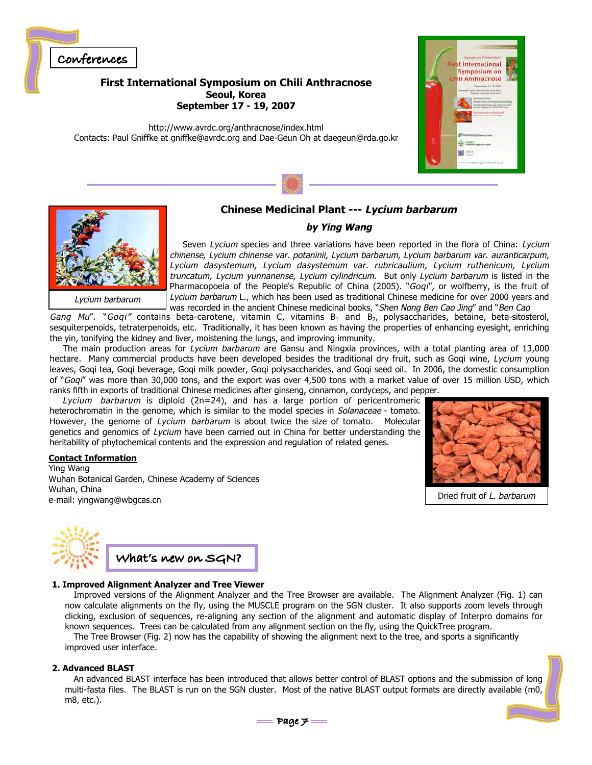## Conferences

### First International Symposium on Chili Anthracnose

**Seoul, Korea**
**September 17 - 19, 2007**

http://www.avrdc.org/anthracnose/index.html
Contacts: Paul Gniffke at gniffke@avrdc.org and Dae-Geun Oh at daegeun@rda.go.kr

## Chinese Medicinal Plant --- *Lycium barbarum*

***by Ying Wang***

*Lycium barbarum*

Seven *Lycium* species and three variations have been reported in the flora of China: *Lycium chinense, Lycium chinense var. potaninii, Lycium barbarum, Lycium barbarum var. auranticarpum, Lycium dasystemum, Lycium dasystemum var. rubricaulium, Lycium ruthenicum, Lycium truncatum, Lycium yunnanense, Lycium cylindricum.* But only *Lycium barbarum* is listed in the Pharmacopoeia of the People's Republic of China (2005). "*Goqi*", or wolfberry, is the fruit of *Lycium barbarum* L., which has been used as traditional Chinese medicine for over 2000 years and was recorded in the ancient Chinese medicinal books, "*Shen Nong Ben Cao Jing*" and "*Ben Cao Gang Mu*". "*Goqi*" contains beta-carotene, vitamin C, vitamins $B_1$ and $B_2$, polysaccharides, betaine, beta-sitosterol, sesquiterpenoids, tetraterpenoids, etc. Traditionally, it has been known as having the properties of enhancing eyesight, enriching the yin, tonifying the kidney and liver, moistening the lungs, and improving immunity.

The main production areas for *Lycium barbarum* are Gansu and Ningxia provinces, with a total planting area of 13,000 hectare. Many commercial products have been developed besides the traditional dry fruit, such as Goqi wine, *Lycium* young leaves, Goqi tea, Goqi beverage, Goqi milk powder, Goqi polysaccharides, and Goqi seed oil. In 2006, the domestic consumption of "*Goqi*" was more than 30,000 tons, and the export was over 4,500 tons with a market value of over 15 million USD, which ranks fifth in exports of traditional Chinese medicines after ginseng, cinnamon, cordyceps, and pepper.

*Lycium barbarum* is diploid (2n=24), and has a large portion of pericentromeric heterochromatin in the genome, which is similar to the model species in *Solanaceae* - tomato. However, the genome of *Lycium barbarum* is about twice the size of tomato. Molecular genetics and genomics of *Lycium* have been carried out in China for better understanding the heritability of phytochemical contents and the expression and regulation of related genes.

Dried fruit of *L. barbarum*

**Contact Information**
Ying Wang
Wuhan Botanical Garden, Chinese Academy of Sciences
Wuhan, China
e-mail: yingwang@wbgcas.cn

## What's new on SGN?

**1. Improved Alignment Analyzer and Tree Viewer**

Improved versions of the Alignment Analyzer and the Tree Browser are available. The Alignment Analyzer (Fig. 1) can now calculate alignments on the fly, using the MUSCLE program on the SGN cluster. It also supports zoom levels through clicking, exclusion of sequences, re-aligning any section of the alignment and automatic display of Interpro domains for known sequences. Trees can be calculated from any alignment section on the fly, using the QuickTree program.

The Tree Browser (Fig. 2) now has the capability of showing the alignment next to the tree, and sports a significantly improved user interface.

**2. Advanced BLAST**

An advanced BLAST interface has been introduced that allows better control of BLAST options and the submission of long multi-fasta files. The BLAST is run on the SGN cluster. Most of the native BLAST output formats are directly available (m0, m8, etc.).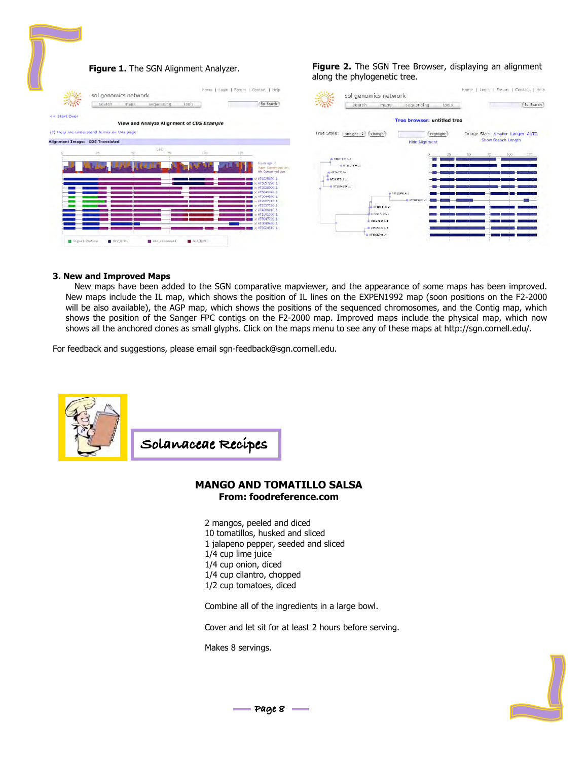**Figure 1.** The SGN Alignment Analyzer.

**Figure 2.** The SGN Tree Browser, displaying an alignment along the phylogenetic tree.

### 3. New and Improved Maps

New maps have been added to the SGN comparative mapviewer, and the appearance of some maps has been improved. New maps include the IL map, which shows the position of IL lines on the EXPEN1992 map (soon positions on the F2-2000 will be also available), the AGP map, which shows the positions of the sequenced chromosomes, and the Contig map, which shows the position of the Sanger FPC contigs on the F2-2000 map. Improved maps include the physical map, which now shows all the anchored clones as small glyphs. Click on the maps menu to see any of these maps at http://sgn.cornell.edu/.

For feedback and suggestions, please email sgn-feedback@sgn.cornell.edu.

## Solanaceae Recipes

### MANGO AND TOMATILLO SALSA
**From: foodreference.com**

2 mangos, peeled and diced
10 tomatillos, husked and sliced
1 jalapeno pepper, seeded and sliced
1/4 cup lime juice
1/4 cup onion, diced
1/4 cup cilantro, chopped
1/2 cup tomatoes, diced

Combine all of the ingredients in a large bowl.

Cover and let sit for at least 2 hours before serving.

Makes 8 servings.